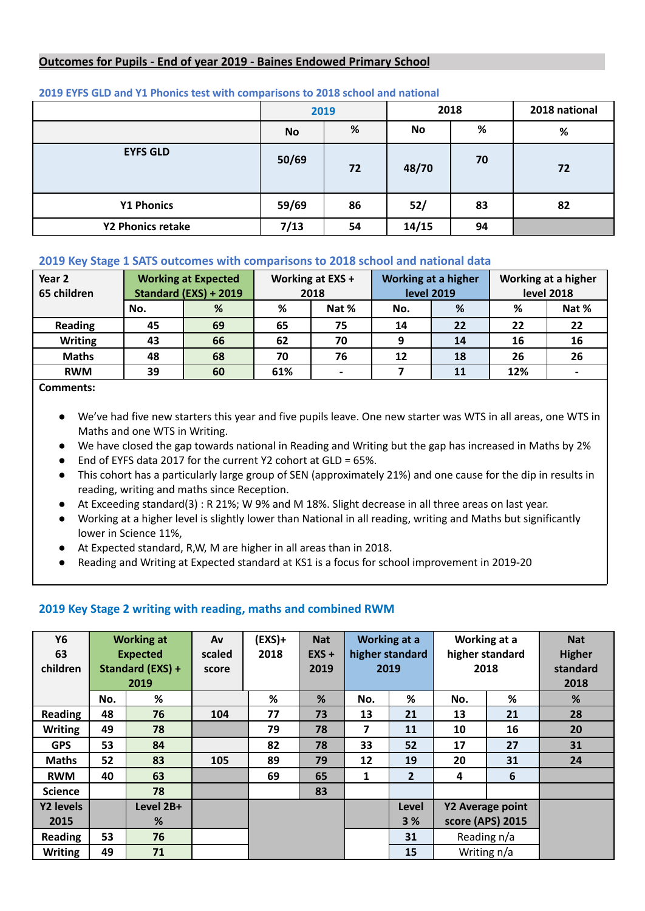**Outcomes for Pupils - End of year 2019 - Baines Endowed Primary School**

### 2019 EYFS GLD and Y1 Phonics test with comparisons to 2018 school and national

| | 2019 | | 2018 | | 2018 national |
|---|---|---|---|---|---|
| | No | % | No | % | % |
| EYFS GLD | 50/69 | 72 | 48/70 | 70 | 72 |
| Y1 Phonics | 59/69 | 86 | 52/ | 83 | 82 |
| Y2 Phonics retake | 7/13 | 54 | 14/15 | 94 | |

### 2019 Key Stage 1 SATS outcomes with comparisons to 2018 school and national data

| Year 2 65 children | Working at Expected Standard (EXS) + 2019 | | Working at EXS + 2018 | | Working at a higher level 2019 | | Working at a higher level 2018 | |
|---|---|---|---|---|---|---|---|---|
| | No. | % | % | Nat % | No. | % | % | Nat % |
| Reading | 45 | 69 | 65 | 75 | 14 | 22 | 22 | 22 |
| Writing | 43 | 66 | 62 | 70 | 9 | 14 | 16 | 16 |
| Maths | 48 | 68 | 70 | 76 | 12 | 18 | 26 | 26 |
| RWM | 39 | 60 | 61% | - | 7 | 11 | 12% | - |

**Comments:**

- We've had five new starters this year and five pupils leave. One new starter was WTS in all areas, one WTS in Maths and one WTS in Writing.
- We have closed the gap towards national in Reading and Writing but the gap has increased in Maths by 2%
- End of EYFS data 2017 for the current Y2 cohort at GLD = 65%.
- This cohort has a particularly large group of SEN (approximately 21%) and one cause for the dip in results in reading, writing and maths since Reception.
- At Exceeding standard(3) : R 21%; W 9% and M 18%. Slight decrease in all three areas on last year.
- Working at a higher level is slightly lower than National in all reading, writing and Maths but significantly lower in Science 11%,
- At Expected standard, R,W, M are higher in all areas than in 2018.
- Reading and Writing at Expected standard at KS1 is a focus for school improvement in 2019-20

### 2019 Key Stage 2 writing with reading, maths and combined RWM

| Y6 63 children | Working at Expected Standard (EXS) + 2019 | | Av scaled score | (EXS)+ 2018 | Nat EXS + 2019 | Working at a higher standard 2019 | | Working at a higher standard 2018 | | Nat Higher standard 2018 |
|---|---|---|---|---|---|---|---|---|---|---|
| | No. | % | | % | % | No. | % | No. | % | % |
| Reading | 48 | 76 | 104 | 77 | 73 | 13 | 21 | 13 | 21 | 28 |
| Writing | 49 | 78 | | 79 | 78 | 7 | 11 | 10 | 16 | 20 |
| GPS | 53 | 84 | | 82 | 78 | 33 | 52 | 17 | 27 | 31 |
| Maths | 52 | 83 | 105 | 89 | 79 | 12 | 19 | 20 | 31 | 24 |
| RWM | 40 | 63 | | 69 | 65 | 1 | 2 | 4 | 6 | |
| Science | | 78 | | | 83 | | | | | |
| Y2 levels 2015 | | Level 2B+ % | | | | | Level 3 % | Y2 Average point score (APS) 2015 | | |
| Reading | 53 | 76 | | | | | 31 | Reading n/a | | |
| Writing | 49 | 71 | | | | | 15 | Writing n/a | | |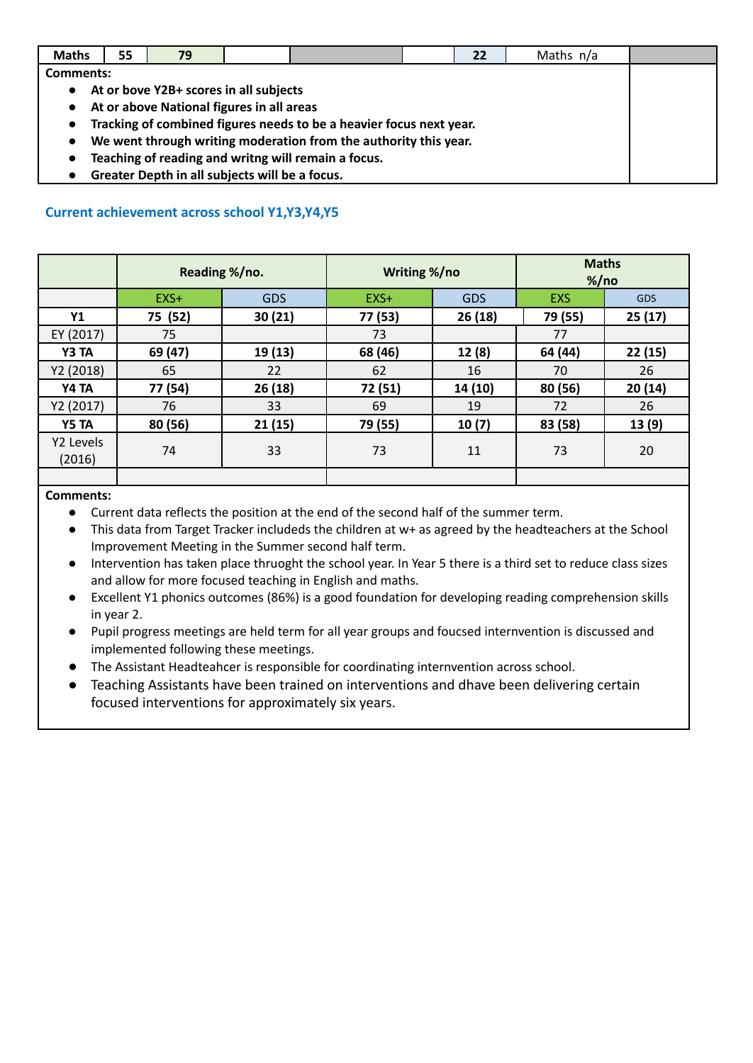| | | | | | | | | |
|---|---|---|---|---|---|---|---|---|
| **Maths** | **55** | **79** | | | | **22** | Maths n/a | |

**Comments:**

- **At or bove Y2B+ scores in all subjects**
- **At or above National figures in all areas**
- **Tracking of combined figures needs to be a heavier focus next year.**
- **We went through writing moderation from the authority this year.**
- **Teaching of reading and writng will remain a focus.**
- **Greater Depth in all subjects will be a focus.**

## Current achievement across school Y1,Y3,Y4,Y5

| | **Reading %/no.** | | **Writing %/no** | | **Maths %/no** | |
|---|---|---|---|---|---|---|
| | EXS+ | GDS | EXS+ | GDS | EXS | GDS |
| **Y1** | **75 (52)** | **30 (21)** | **77 (53)** | **26 (18)** | **79 (55)** | **25 (17)** |
| EY (2017) | 75 | | 73 | | 77 | |
| **Y3 TA** | **69 (47)** | **19 (13)** | **68 (46)** | **12 (8)** | **64 (44)** | **22 (15)** |
| Y2 (2018) | 65 | 22 | 62 | 16 | 70 | 26 |
| **Y4 TA** | **77 (54)** | **26 (18)** | **72 (51)** | **14 (10)** | **80 (56)** | **20 (14)** |
| Y2 (2017) | 76 | 33 | 69 | 19 | 72 | 26 |
| **Y5 TA** | **80 (56)** | **21 (15)** | **79 (55)** | **10 (7)** | **83 (58)** | **13 (9)** |
| Y2 Levels (2016) | 74 | 33 | 73 | 11 | 73 | 20 |
| | | | | | | |

**Comments:**

- Current data reflects the position at the end of the second half of the summer term.
- This data from Target Tracker includeds the children at w+ as agreed by the headteachers at the School Improvement Meeting in the Summer second half term.
- Intervention has taken place thruoght the school year. In Year 5 there is a third set to reduce class sizes and allow for more focused teaching in English and maths.
- Excellent Y1 phonics outcomes (86%) is a good foundation for developing reading comprehension skills in year 2.
- Pupil progress meetings are held term for all year groups and foucsed internvention is discussed and implemented following these meetings.
- The Assistant Headteahcer is responsible for coordinating internvention across school.
- Teaching Assistants have been trained on interventions and dhave been delivering certain focused interventions for approximately six years.